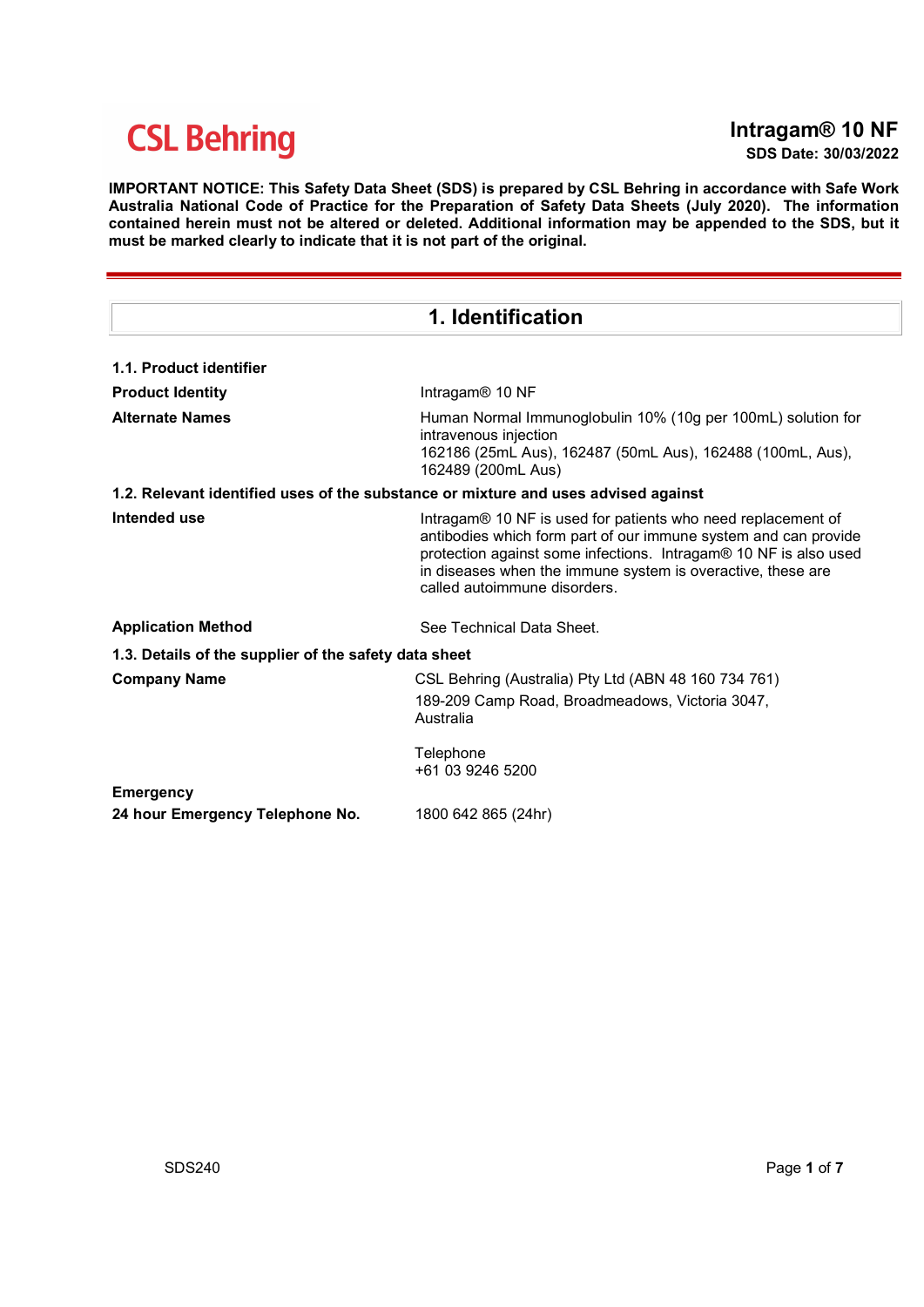CSL Behring

# Intragam® 10 NF

**SDS Date: 30/03/2022**

**IMPORTANT NOTICE: This Safety Data Sheet (SDS) is prepared by CSL Behring in accordance with Safe Work Australia National Code of Practice for the Preparation of Safety Data Sheets (July 2020). The information contained herein must not be altered or deleted. Additional information may be appended to the SDS, but it must be marked clearly to indicate that it is not part of the original.**

## 1. Identification

### 1.1. Product identifier

| | |
|---|---|
| **Product Identity** | Intragam® 10 NF |
| **Alternate Names** | Human Normal Immunoglobulin 10% (10g per 100mL) solution for intravenous injection<br>162186 (25mL Aus), 162487 (50mL Aus), 162488 (100mL, Aus), 162489 (200mL Aus) |

### 1.2. Relevant identified uses of the substance or mixture and uses advised against

| | |
|---|---|
| **Intended use** | Intragam® 10 NF is used for patients who need replacement of antibodies which form part of our immune system and can provide protection against some infections. Intragam® 10 NF is also used in diseases when the immune system is overactive, these are called autoimmune disorders. |
| **Application Method** | See Technical Data Sheet. |

### 1.3. Details of the supplier of the safety data sheet

| | |
|---|---|
| **Company Name** | CSL Behring (Australia) Pty Ltd (ABN 48 160 734 761)<br>189-209 Camp Road, Broadmeadows, Victoria 3047, Australia<br><br>Telephone<br>+61 03 9246 5200 |
| **Emergency** | |
| **24 hour Emergency Telephone No.** | 1800 642 865 (24hr) |

SDS240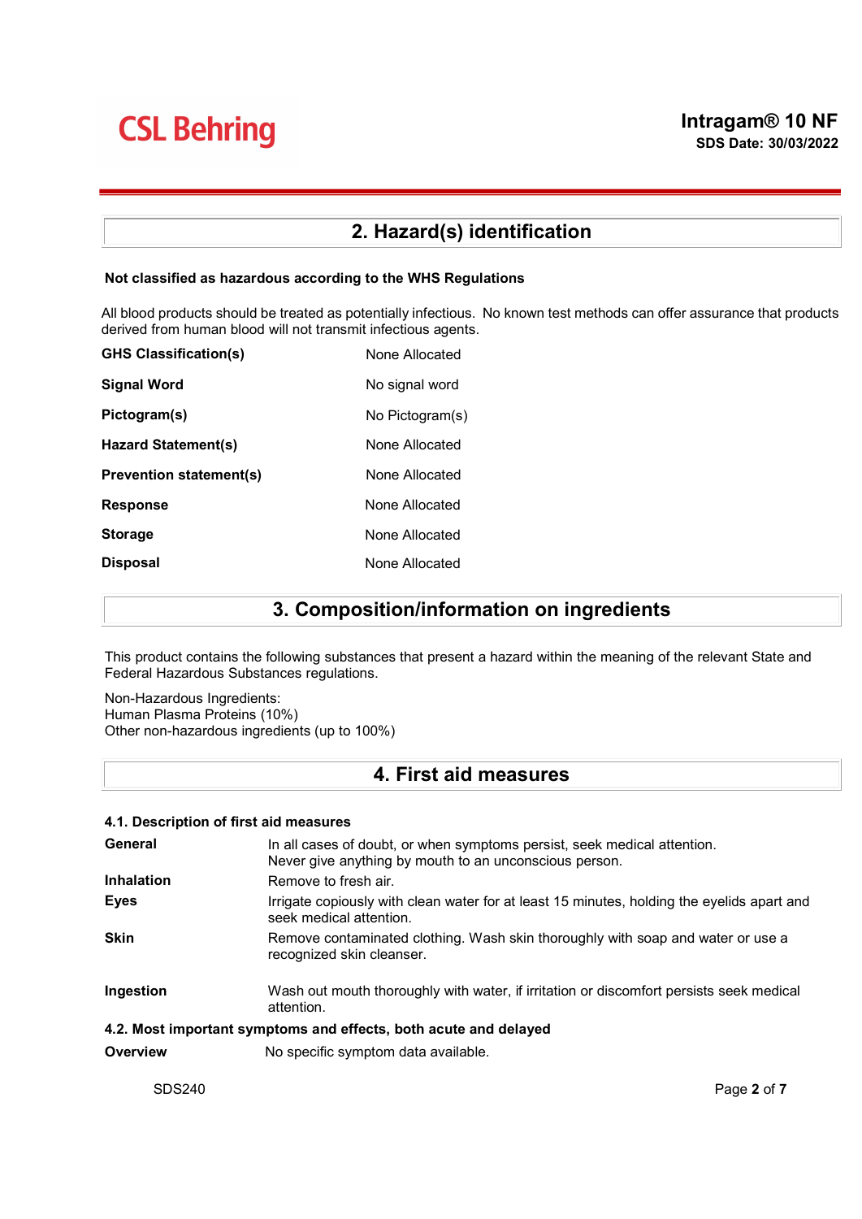## 2. Hazard(s) identification

**Not classified as hazardous according to the WHS Regulations**

All blood products should be treated as potentially infectious. No known test methods can offer assurance that products derived from human blood will not transmit infectious agents.

| | |
|---|---|
| **GHS Classification(s)** | None Allocated |
| **Signal Word** | No signal word |
| **Pictogram(s)** | No Pictogram(s) |
| **Hazard Statement(s)** | None Allocated |
| **Prevention statement(s)** | None Allocated |
| **Response** | None Allocated |
| **Storage** | None Allocated |
| **Disposal** | None Allocated |

## 3. Composition/information on ingredients

This product contains the following substances that present a hazard within the meaning of the relevant State and Federal Hazardous Substances regulations.

Non-Hazardous Ingredients:
Human Plasma Proteins (10%)
Other non-hazardous ingredients (up to 100%)

## 4. First aid measures

### 4.1. Description of first aid measures

| | |
|---|---|
| **General** | In all cases of doubt, or when symptoms persist, seek medical attention. Never give anything by mouth to an unconscious person. |
| **Inhalation** | Remove to fresh air. |
| **Eyes** | Irrigate copiously with clean water for at least 15 minutes, holding the eyelids apart and seek medical attention. |
| **Skin** | Remove contaminated clothing. Wash skin thoroughly with soap and water or use a recognized skin cleanser. |
| **Ingestion** | Wash out mouth thoroughly with water, if irritation or discomfort persists seek medical attention. |

### 4.2. Most important symptoms and effects, both acute and delayed

| | |
|---|---|
| **Overview** | No specific symptom data available. |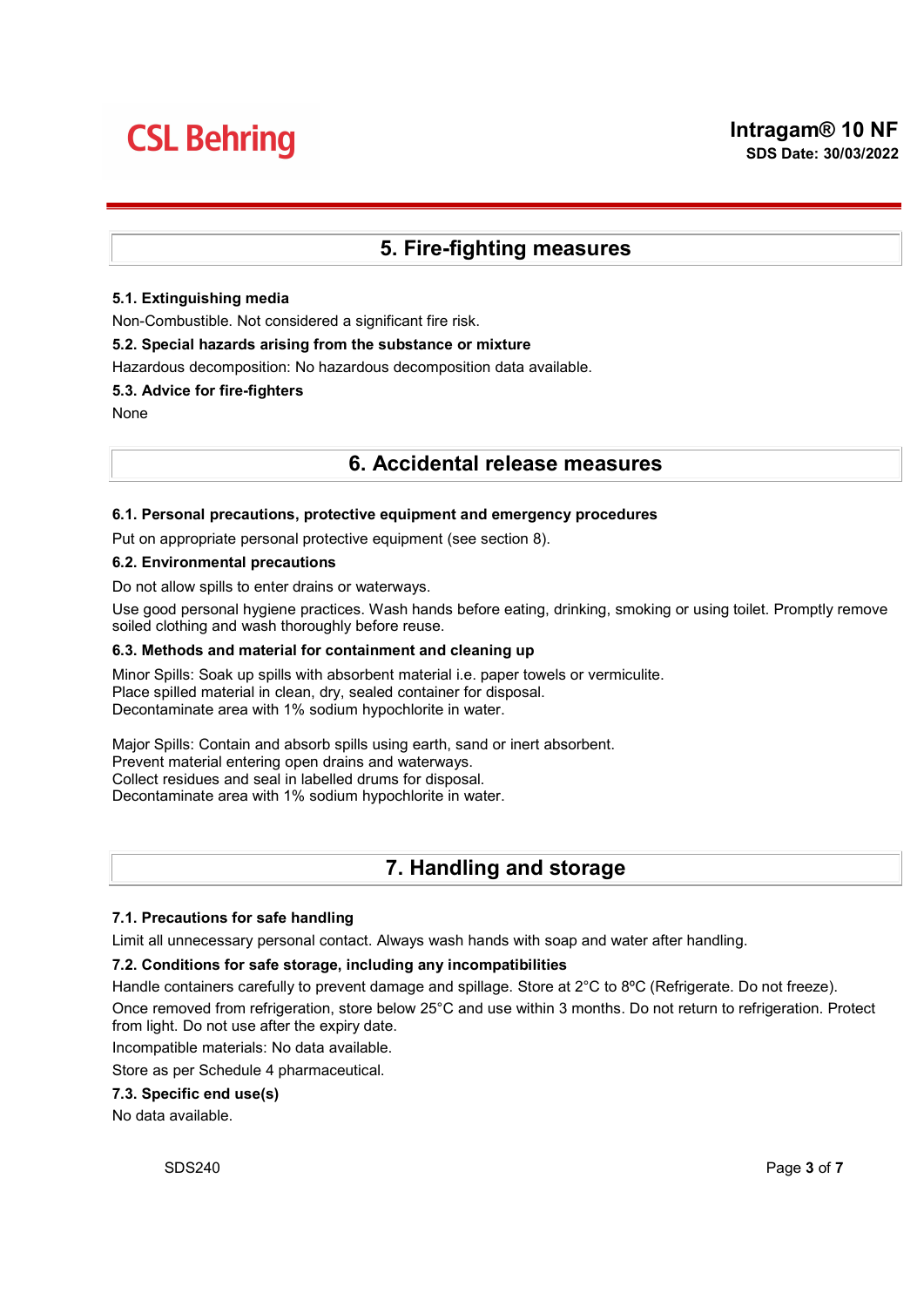# 5. Fire-fighting measures

### 5.1. Extinguishing media

Non-Combustible. Not considered a significant fire risk.

### 5.2. Special hazards arising from the substance or mixture

Hazardous decomposition: No hazardous decomposition data available.

### 5.3. Advice for fire-fighters

None

# 6. Accidental release measures

### 6.1. Personal precautions, protective equipment and emergency procedures

Put on appropriate personal protective equipment (see section 8).

### 6.2. Environmental precautions

Do not allow spills to enter drains or waterways.

Use good personal hygiene practices. Wash hands before eating, drinking, smoking or using toilet. Promptly remove soiled clothing and wash thoroughly before reuse.

### 6.3. Methods and material for containment and cleaning up

Minor Spills: Soak up spills with absorbent material i.e. paper towels or vermiculite.
Place spilled material in clean, dry, sealed container for disposal.
Decontaminate area with 1% sodium hypochlorite in water.

Major Spills: Contain and absorb spills using earth, sand or inert absorbent.
Prevent material entering open drains and waterways.
Collect residues and seal in labelled drums for disposal.
Decontaminate area with 1% sodium hypochlorite in water.

# 7. Handling and storage

### 7.1. Precautions for safe handling

Limit all unnecessary personal contact. Always wash hands with soap and water after handling.

### 7.2. Conditions for safe storage, including any incompatibilities

Handle containers carefully to prevent damage and spillage. Store at 2°C to 8ºC (Refrigerate. Do not freeze).

Once removed from refrigeration, store below 25°C and use within 3 months. Do not return to refrigeration. Protect from light. Do not use after the expiry date.

Incompatible materials: No data available.

Store as per Schedule 4 pharmaceutical.

### 7.3. Specific end use(s)

No data available.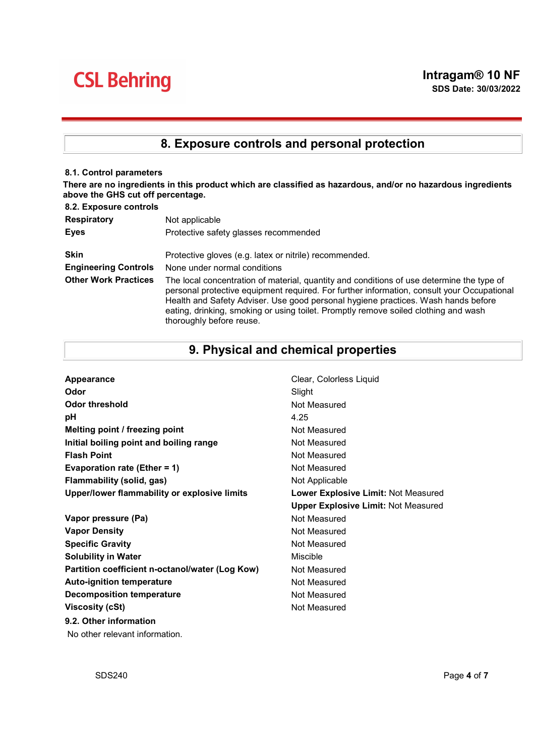## 8. Exposure controls and personal protection

**8.1. Control parameters**

**There are no ingredients in this product which are classified as hazardous, and/or no hazardous ingredients above the GHS cut off percentage.**

**8.2. Exposure controls**

| | |
|---|---|
| **Respiratory** | Not applicable |
| **Eyes** | Protective safety glasses recommended |
| **Skin** | Protective gloves (e.g. latex or nitrile) recommended. |
| **Engineering Controls** | None under normal conditions |
| **Other Work Practices** | The local concentration of material, quantity and conditions of use determine the type of personal protective equipment required. For further information, consult your Occupational Health and Safety Adviser. Use good personal hygiene practices. Wash hands before eating, drinking, smoking or using toilet. Promptly remove soiled clothing and wash thoroughly before reuse. |

## 9. Physical and chemical properties

| | |
|---|---|
| **Appearance** | Clear, Colorless Liquid |
| **Odor** | Slight |
| **Odor threshold** | Not Measured |
| **pH** | 4.25 |
| **Melting point / freezing point** | Not Measured |
| **Initial boiling point and boiling range** | Not Measured |
| **Flash Point** | Not Measured |
| **Evaporation rate (Ether = 1)** | Not Measured |
| **Flammability (solid, gas)** | Not Applicable |
| **Upper/lower flammability or explosive limits** | **Lower Explosive Limit:** Not Measured<br>**Upper Explosive Limit:** Not Measured |
| **Vapor pressure (Pa)** | Not Measured |
| **Vapor Density** | Not Measured |
| **Specific Gravity** | Not Measured |
| **Solubility in Water** | Miscible |
| **Partition coefficient n-octanol/water (Log Kow)** | Not Measured |
| **Auto-ignition temperature** | Not Measured |
| **Decomposition temperature** | Not Measured |
| **Viscosity (cSt)** | Not Measured |

**9.2. Other information**

No other relevant information.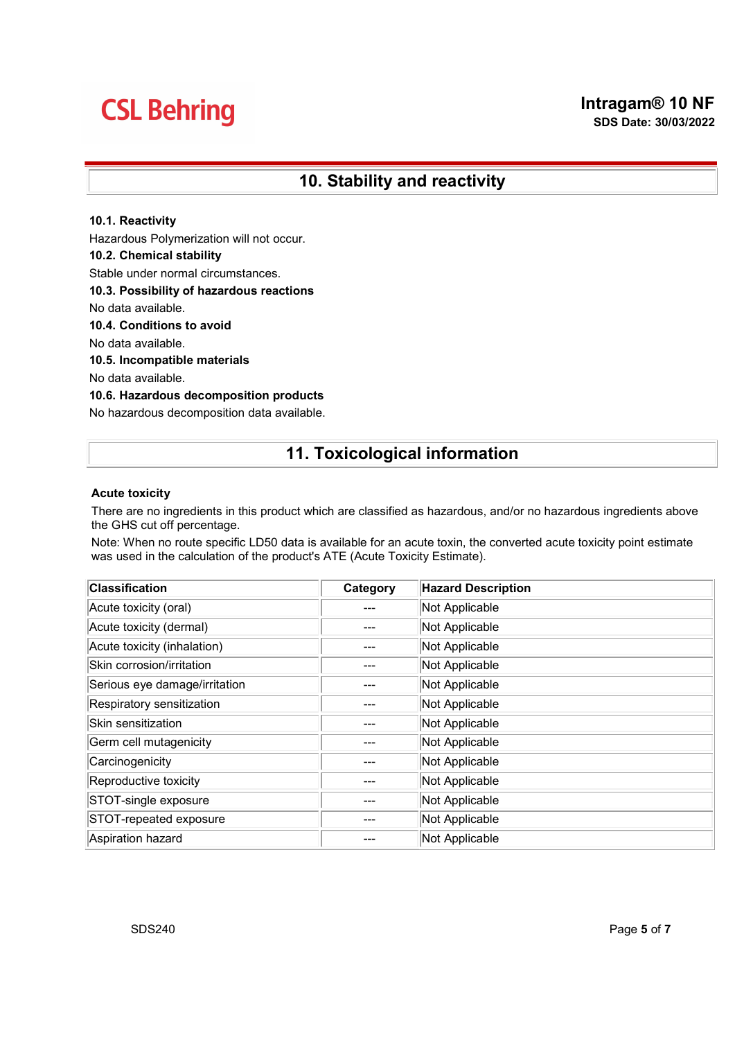## 10. Stability and reactivity

**10.1. Reactivity**

Hazardous Polymerization will not occur.

**10.2. Chemical stability**

Stable under normal circumstances.

**10.3. Possibility of hazardous reactions**

No data available.

**10.4. Conditions to avoid**

No data available.

**10.5. Incompatible materials**

No data available.

**10.6. Hazardous decomposition products**

No hazardous decomposition data available.

## 11. Toxicological information

**Acute toxicity**

There are no ingredients in this product which are classified as hazardous, and/or no hazardous ingredients above the GHS cut off percentage.

Note: When no route specific LD50 data is available for an acute toxin, the converted acute toxicity point estimate was used in the calculation of the product's ATE (Acute Toxicity Estimate).

| Classification | Category | Hazard Description |
|---|---|---|
| Acute toxicity (oral) | --- | Not Applicable |
| Acute toxicity (dermal) | --- | Not Applicable |
| Acute toxicity (inhalation) | --- | Not Applicable |
| Skin corrosion/irritation | --- | Not Applicable |
| Serious eye damage/irritation | --- | Not Applicable |
| Respiratory sensitization | --- | Not Applicable |
| Skin sensitization | --- | Not Applicable |
| Germ cell mutagenicity | --- | Not Applicable |
| Carcinogenicity | --- | Not Applicable |
| Reproductive toxicity | --- | Not Applicable |
| STOT-single exposure | --- | Not Applicable |
| STOT-repeated exposure | --- | Not Applicable |
| Aspiration hazard | --- | Not Applicable |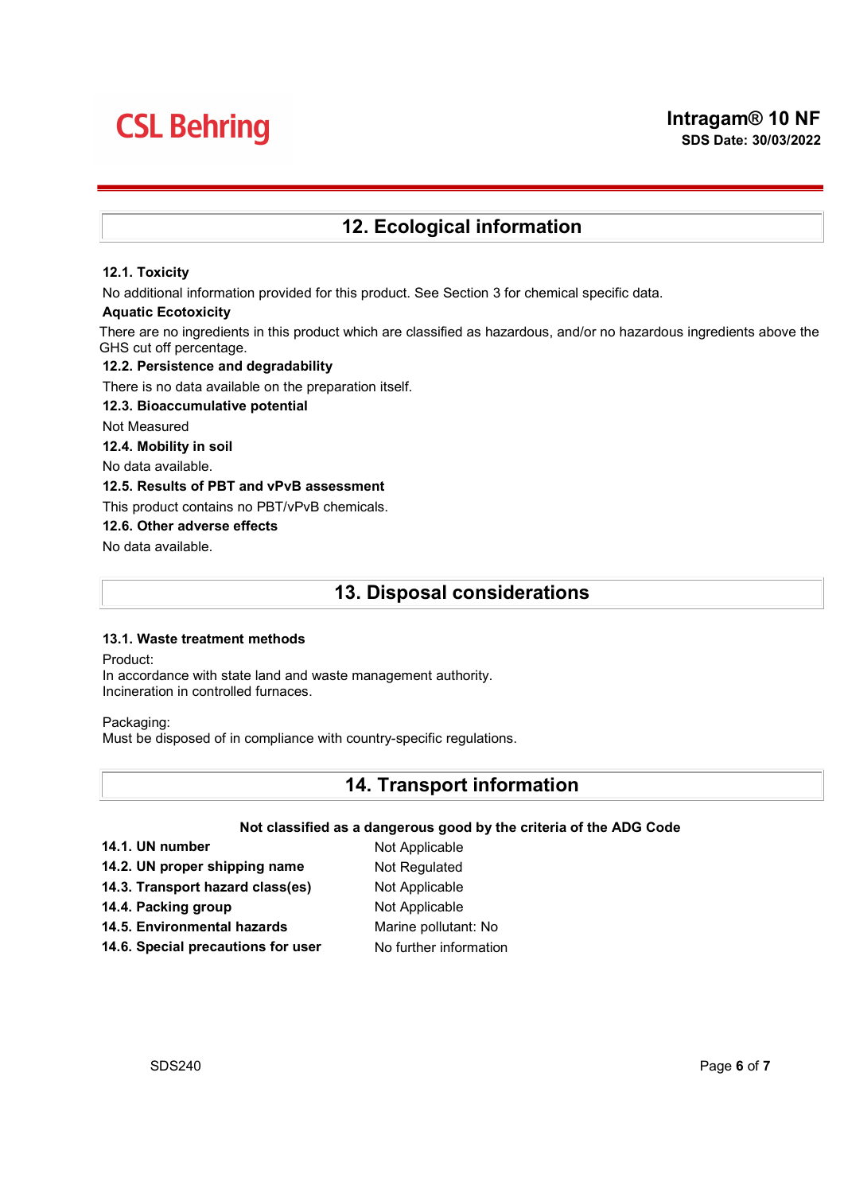## 12. Ecological information

### 12.1. Toxicity

No additional information provided for this product. See Section 3 for chemical specific data.

**Aquatic Ecotoxicity**

There are no ingredients in this product which are classified as hazardous, and/or no hazardous ingredients above the GHS cut off percentage.

### 12.2. Persistence and degradability

There is no data available on the preparation itself.

### 12.3. Bioaccumulative potential

Not Measured

### 12.4. Mobility in soil

No data available.

### 12.5. Results of PBT and vPvB assessment

This product contains no PBT/vPvB chemicals.

### 12.6. Other adverse effects

No data available.

## 13. Disposal considerations

### 13.1. Waste treatment methods

Product:
In accordance with state land and waste management authority.
Incineration in controlled furnaces.

Packaging:
Must be disposed of in compliance with country-specific regulations.

## 14. Transport information

**Not classified as a dangerous good by the criteria of the ADG Code**

| | |
|---|---|
| **14.1. UN number** | Not Applicable |
| **14.2. UN proper shipping name** | Not Regulated |
| **14.3. Transport hazard class(es)** | Not Applicable |
| **14.4. Packing group** | Not Applicable |
| **14.5. Environmental hazards** | Marine pollutant: No |
| **14.6. Special precautions for user** | No further information |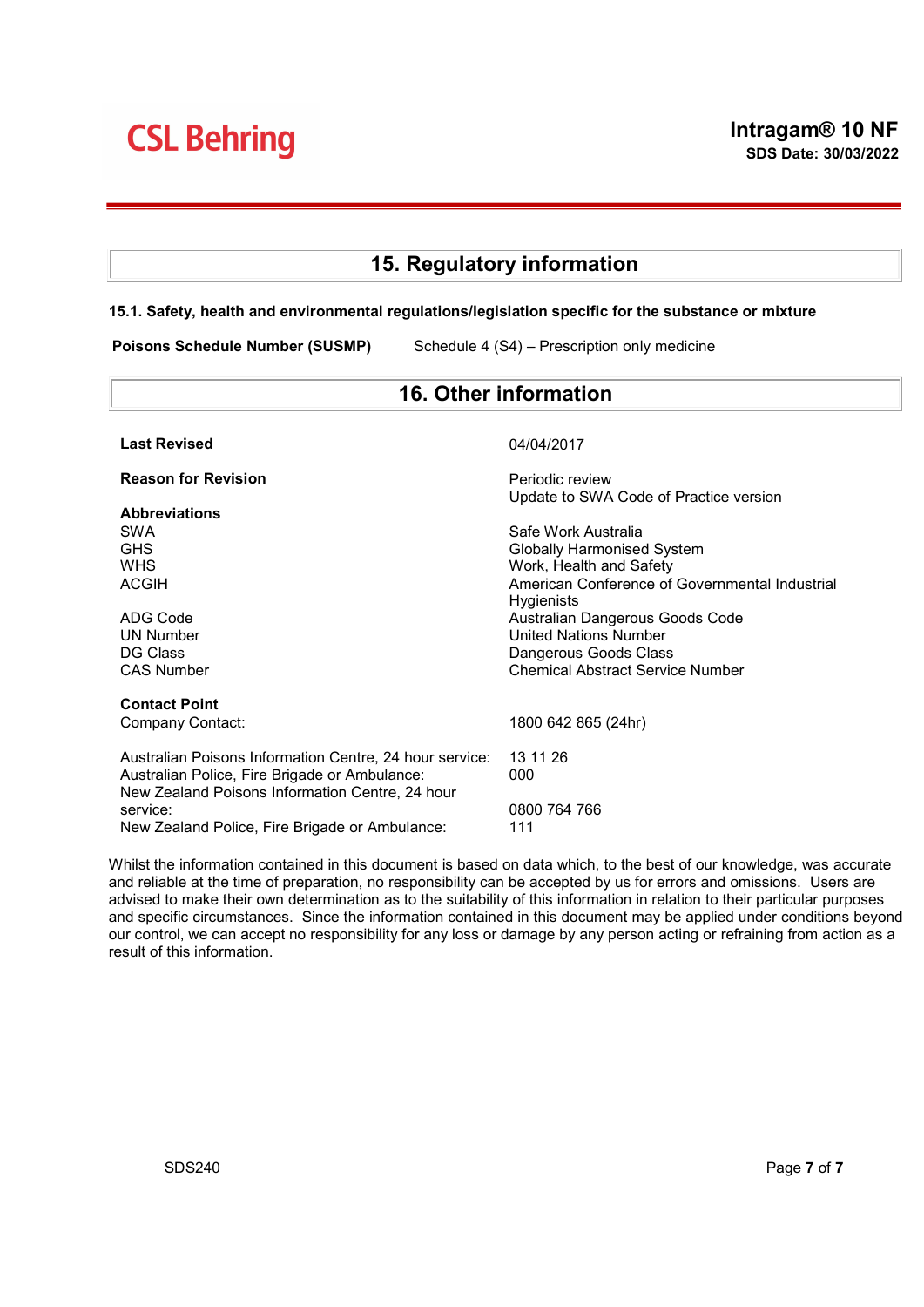## 15. Regulatory information

### 15.1. Safety, health and environmental regulations/legislation specific for the substance or mixture

| | |
|---|---|
| **Poisons Schedule Number (SUSMP)** | Schedule 4 (S4) – Prescription only medicine |

## 16. Other information

| | |
|---|---|
| **Last Revised** | 04/04/2017 |
| **Reason for Revision** | Periodic review<br>Update to SWA Code of Practice version |
| **Abbreviations** | |
| SWA | Safe Work Australia |
| GHS | Globally Harmonised System |
| WHS | Work, Health and Safety |
| ACGIH | American Conference of Governmental Industrial Hygienists |
| ADG Code | Australian Dangerous Goods Code |
| UN Number | United Nations Number |
| DG Class | Dangerous Goods Class |
| CAS Number | Chemical Abstract Service Number |
| **Contact Point** | |
| Company Contact: | 1800 642 865 (24hr) |
| Australian Poisons Information Centre, 24 hour service: | 13 11 26 |
| Australian Police, Fire Brigade or Ambulance: | 000 |
| New Zealand Poisons Information Centre, 24 hour service: | 0800 764 766 |
| New Zealand Police, Fire Brigade or Ambulance: | 111 |

Whilst the information contained in this document is based on data which, to the best of our knowledge, was accurate and reliable at the time of preparation, no responsibility can be accepted by us for errors and omissions. Users are advised to make their own determination as to the suitability of this information in relation to their particular purposes and specific circumstances. Since the information contained in this document may be applied under conditions beyond our control, we can accept no responsibility for any loss or damage by any person acting or refraining from action as a result of this information.